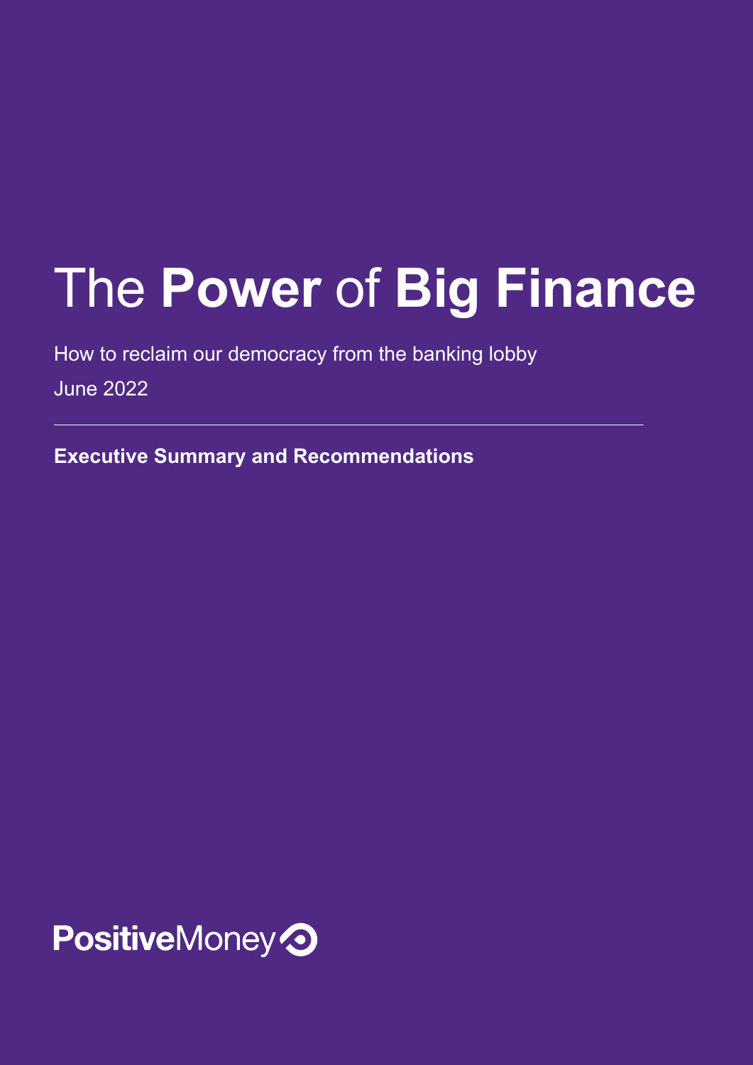# The **Power** of **Big Finance**

How to reclaim our democracy from the banking lobby

June 2022

---

**Executive Summary and Recommendations**

**Positive**Money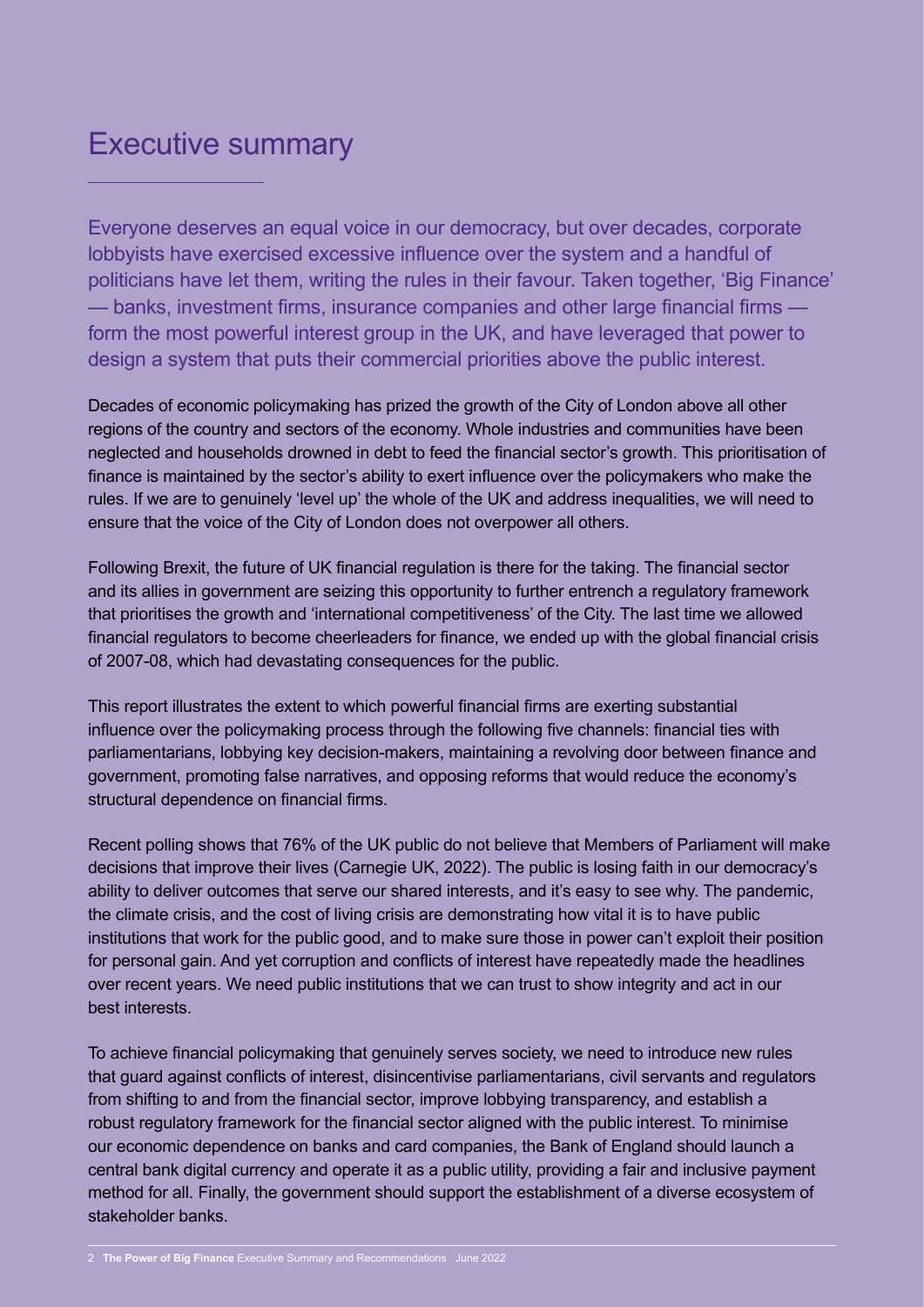# Executive summary

Everyone deserves an equal voice in our democracy, but over decades, corporate lobbyists have exercised excessive influence over the system and a handful of politicians have let them, writing the rules in their favour. Taken together, 'Big Finance' — banks, investment firms, insurance companies and other large financial firms — form the most powerful interest group in the UK, and have leveraged that power to design a system that puts their commercial priorities above the public interest.

Decades of economic policymaking has prized the growth of the City of London above all other regions of the country and sectors of the economy. Whole industries and communities have been neglected and households drowned in debt to feed the financial sector's growth. This prioritisation of finance is maintained by the sector's ability to exert influence over the policymakers who make the rules. If we are to genuinely 'level up' the whole of the UK and address inequalities, we will need to ensure that the voice of the City of London does not overpower all others.

Following Brexit, the future of UK financial regulation is there for the taking. The financial sector and its allies in government are seizing this opportunity to further entrench a regulatory framework that prioritises the growth and 'international competitiveness' of the City. The last time we allowed financial regulators to become cheerleaders for finance, we ended up with the global financial crisis of 2007-08, which had devastating consequences for the public.

This report illustrates the extent to which powerful financial firms are exerting substantial influence over the policymaking process through the following five channels: financial ties with parliamentarians, lobbying key decision-makers, maintaining a revolving door between finance and government, promoting false narratives, and opposing reforms that would reduce the economy's structural dependence on financial firms.

Recent polling shows that 76% of the UK public do not believe that Members of Parliament will make decisions that improve their lives (Carnegie UK, 2022). The public is losing faith in our democracy's ability to deliver outcomes that serve our shared interests, and it's easy to see why. The pandemic, the climate crisis, and the cost of living crisis are demonstrating how vital it is to have public institutions that work for the public good, and to make sure those in power can't exploit their position for personal gain. And yet corruption and conflicts of interest have repeatedly made the headlines over recent years. We need public institutions that we can trust to show integrity and act in our best interests.

To achieve financial policymaking that genuinely serves society, we need to introduce new rules that guard against conflicts of interest, disincentivise parliamentarians, civil servants and regulators from shifting to and from the financial sector, improve lobbying transparency, and establish a robust regulatory framework for the financial sector aligned with the public interest. To minimise our economic dependence on banks and card companies, the Bank of England should launch a central bank digital currency and operate it as a public utility, providing a fair and inclusive payment method for all. Finally, the government should support the establishment of a diverse ecosystem of stakeholder banks.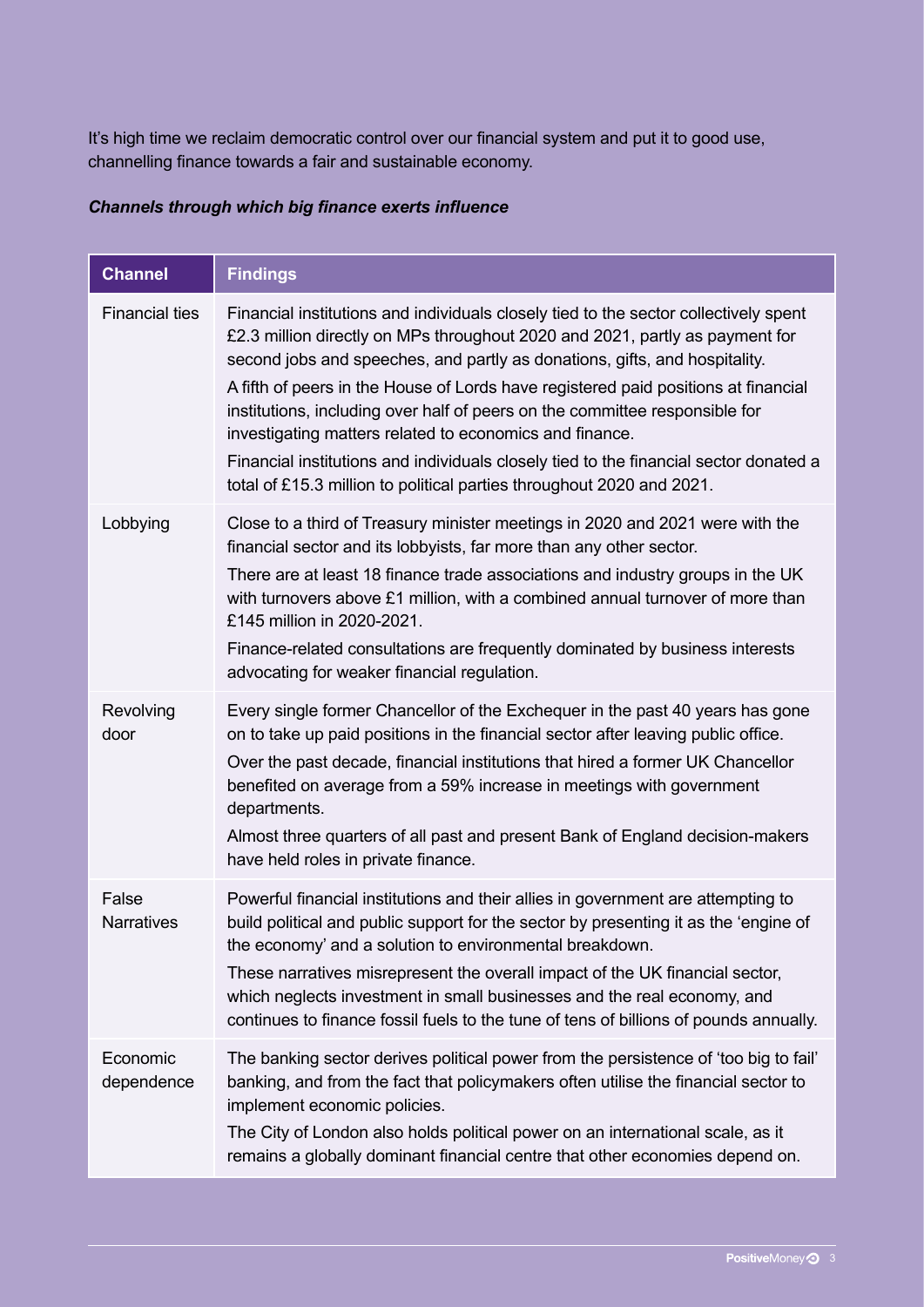It's high time we reclaim democratic control over our financial system and put it to good use, channelling finance towards a fair and sustainable economy.

***Channels through which big finance exerts influence***

| Channel | Findings |
| --- | --- |
| Financial ties | Financial institutions and individuals closely tied to the sector collectively spent £2.3 million directly on MPs throughout 2020 and 2021, partly as payment for second jobs and speeches, and partly as donations, gifts, and hospitality.<br>A fifth of peers in the House of Lords have registered paid positions at financial institutions, including over half of peers on the committee responsible for investigating matters related to economics and finance.<br>Financial institutions and individuals closely tied to the financial sector donated a total of £15.3 million to political parties throughout 2020 and 2021. |
| Lobbying | Close to a third of Treasury minister meetings in 2020 and 2021 were with the financial sector and its lobbyists, far more than any other sector.<br>There are at least 18 finance trade associations and industry groups in the UK with turnovers above £1 million, with a combined annual turnover of more than £145 million in 2020-2021.<br>Finance-related consultations are frequently dominated by business interests advocating for weaker financial regulation. |
| Revolving door | Every single former Chancellor of the Exchequer in the past 40 years has gone on to take up paid positions in the financial sector after leaving public office.<br>Over the past decade, financial institutions that hired a former UK Chancellor benefited on average from a 59% increase in meetings with government departments.<br>Almost three quarters of all past and present Bank of England decision-makers have held roles in private finance. |
| False Narratives | Powerful financial institutions and their allies in government are attempting to build political and public support for the sector by presenting it as the 'engine of the economy' and a solution to environmental breakdown.<br>These narratives misrepresent the overall impact of the UK financial sector, which neglects investment in small businesses and the real economy, and continues to finance fossil fuels to the tune of tens of billions of pounds annually. |
| Economic dependence | The banking sector derives political power from the persistence of 'too big to fail' banking, and from the fact that policymakers often utilise the financial sector to implement economic policies.<br>The City of London also holds political power on an international scale, as it remains a globally dominant financial centre that other economies depend on. |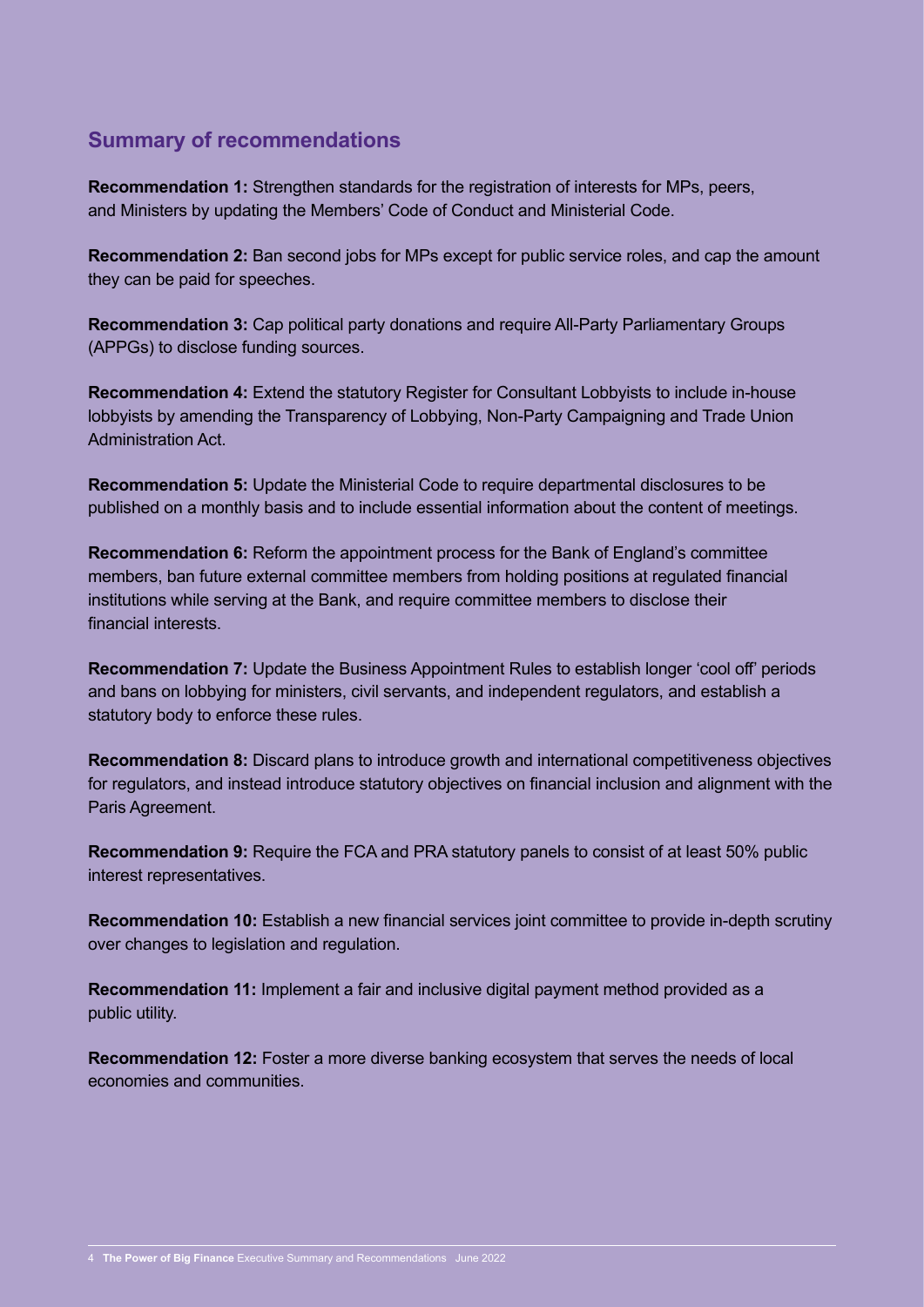## Summary of recommendations

**Recommendation 1:** Strengthen standards for the registration of interests for MPs, peers, and Ministers by updating the Members' Code of Conduct and Ministerial Code.

**Recommendation 2:** Ban second jobs for MPs except for public service roles, and cap the amount they can be paid for speeches.

**Recommendation 3:** Cap political party donations and require All-Party Parliamentary Groups (APPGs) to disclose funding sources.

**Recommendation 4:** Extend the statutory Register for Consultant Lobbyists to include in-house lobbyists by amending the Transparency of Lobbying, Non-Party Campaigning and Trade Union Administration Act.

**Recommendation 5:** Update the Ministerial Code to require departmental disclosures to be published on a monthly basis and to include essential information about the content of meetings.

**Recommendation 6:** Reform the appointment process for the Bank of England's committee members, ban future external committee members from holding positions at regulated financial institutions while serving at the Bank, and require committee members to disclose their financial interests.

**Recommendation 7:** Update the Business Appointment Rules to establish longer 'cool off' periods and bans on lobbying for ministers, civil servants, and independent regulators, and establish a statutory body to enforce these rules.

**Recommendation 8:** Discard plans to introduce growth and international competitiveness objectives for regulators, and instead introduce statutory objectives on financial inclusion and alignment with the Paris Agreement.

**Recommendation 9:** Require the FCA and PRA statutory panels to consist of at least 50% public interest representatives.

**Recommendation 10:** Establish a new financial services joint committee to provide in-depth scrutiny over changes to legislation and regulation.

**Recommendation 11:** Implement a fair and inclusive digital payment method provided as a public utility.

**Recommendation 12:** Foster a more diverse banking ecosystem that serves the needs of local economies and communities.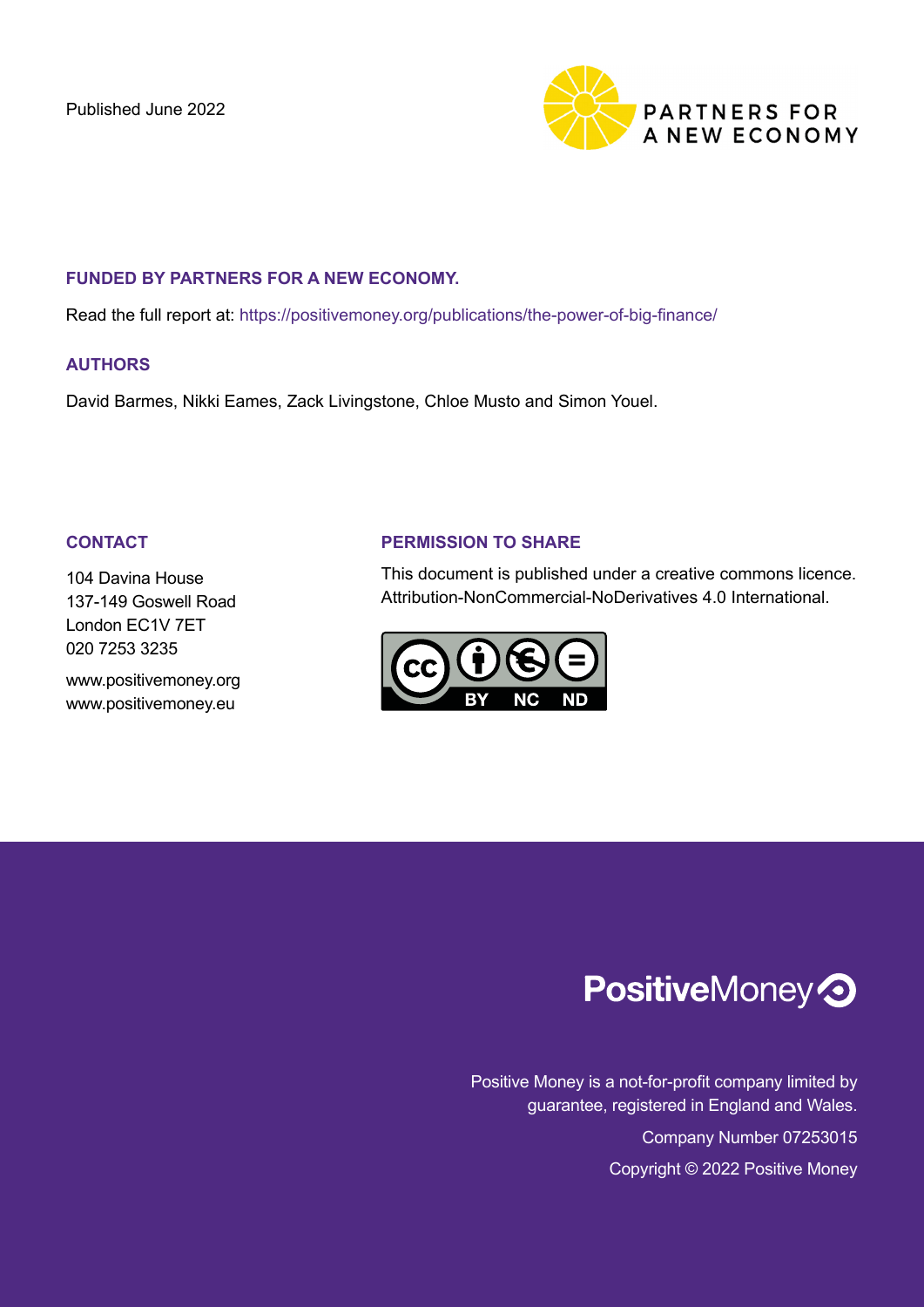Published June 2022

PARTNERS FOR A NEW ECONOMY

**FUNDED BY PARTNERS FOR A NEW ECONOMY.**

Read the full report at: https://positivemoney.org/publications/the-power-of-big-finance/

**AUTHORS**

David Barmes, Nikki Eames, Zack Livingstone, Chloe Musto and Simon Youel.

**CONTACT**

104 Davina House
137-149 Goswell Road
London EC1V 7ET
020 7253 3235

www.positivemoney.org
www.positivemoney.eu

**PERMISSION TO SHARE**

This document is published under a creative commons licence.
Attribution-NonCommercial-NoDerivatives 4.0 International.

PositiveMoney

Positive Money is a not-for-profit company limited by guarantee, registered in England and Wales.

Company Number 07253015

Copyright © 2022 Positive Money